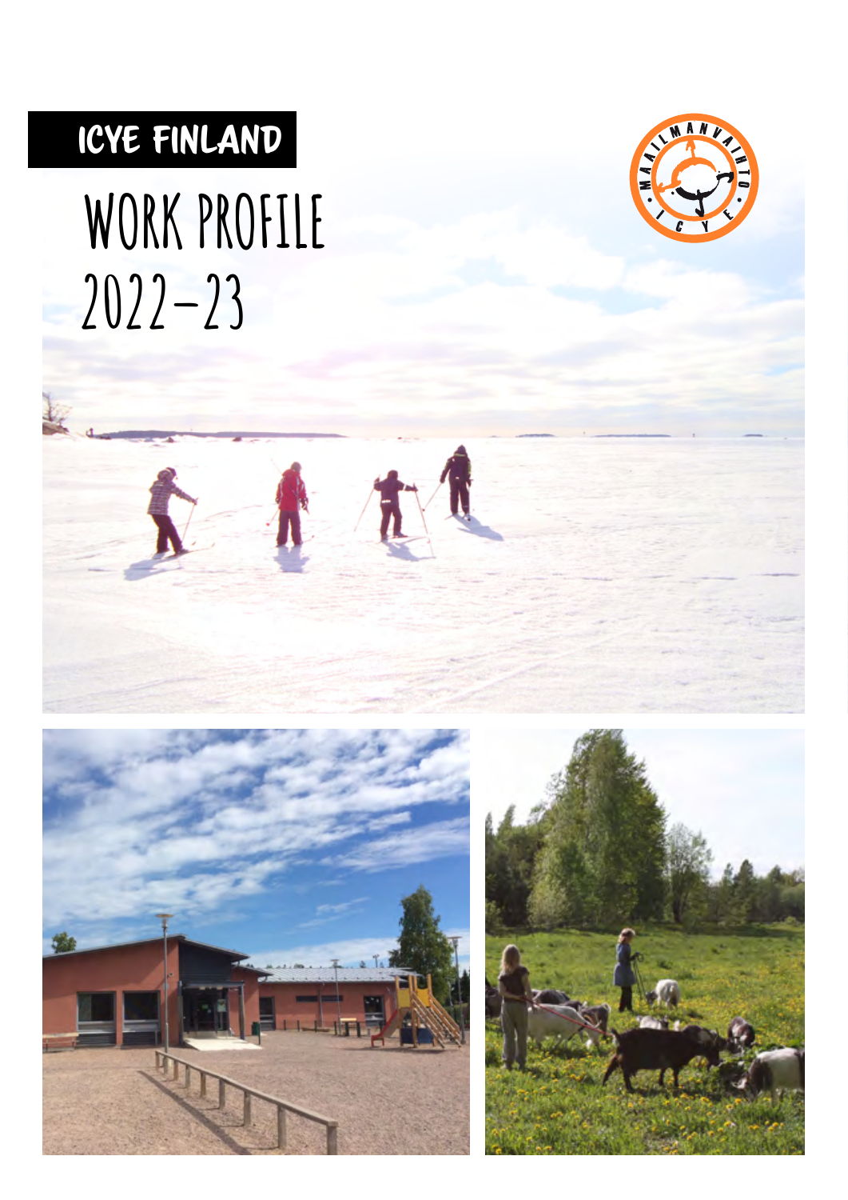# ICYE FINLAND

# WORK PROFILE 2022–23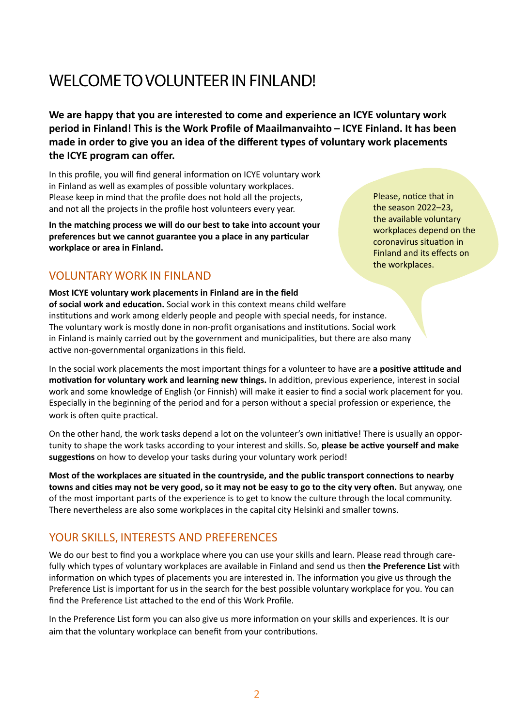# WELCOME TO VOLUNTEER IN FINLAND!

**We are happy that you are interested to come and experience an ICYE voluntary work period in Finland! This is the Work Profile of Maailmanvaihto – ICYE Finland. It has been made in order to give you an idea of the different types of voluntary work placements the ICYE program can offer.**

In this profile, you will find general information on ICYE voluntary work in Finland as well as examples of possible voluntary workplaces. Please keep in mind that the profile does not hold all the projects, and not all the projects in the profile host volunteers every year.

**In the matching process we will do our best to take into account your preferences but we cannot guarantee you a place in any particular workplace or area in Finland.**

Please, notice that in the season 2022–23, the available voluntary workplaces depend on the coronavirus situation in Finland and its effects on the workplaces.

## VOLUNTARY WORK IN FINLAND

**Most ICYE voluntary work placements in Finland are in the field of social work and education.** Social work in this context means child welfare institutions and work among elderly people and people with special needs, for instance. The voluntary work is mostly done in non-profit organisations and institutions. Social work in Finland is mainly carried out by the government and municipalities, but there are also many active non-governmental organizations in this field.

In the social work placements the most important things for a volunteer to have are **a positive attitude and motivation for voluntary work and learning new things.** In addition, previous experience, interest in social work and some knowledge of English (or Finnish) will make it easier to find a social work placement for you. Especially in the beginning of the period and for a person without a special profession or experience, the work is often quite practical.

On the other hand, the work tasks depend a lot on the volunteer's own initiative! There is usually an opportunity to shape the work tasks according to your interest and skills. So, **please be active yourself and make suggestions** on how to develop your tasks during your voluntary work period!

**Most of the workplaces are situated in the countryside, and the public transport connections to nearby towns and cities may not be very good, so it may not be easy to go to the city very often.** But anyway, one of the most important parts of the experience is to get to know the culture through the local community. There nevertheless are also some workplaces in the capital city Helsinki and smaller towns.

## YOUR SKILLS, INTERESTS AND PREFERENCES

We do our best to find you a workplace where you can use your skills and learn. Please read through carefully which types of voluntary workplaces are available in Finland and send us then **the Preference List** with information on which types of placements you are interested in. The information you give us through the Preference List is important for us in the search for the best possible voluntary workplace for you. You can find the Preference List attached to the end of this Work Profile.

In the Preference List form you can also give us more information on your skills and experiences. It is our aim that the voluntary workplace can benefit from your contributions.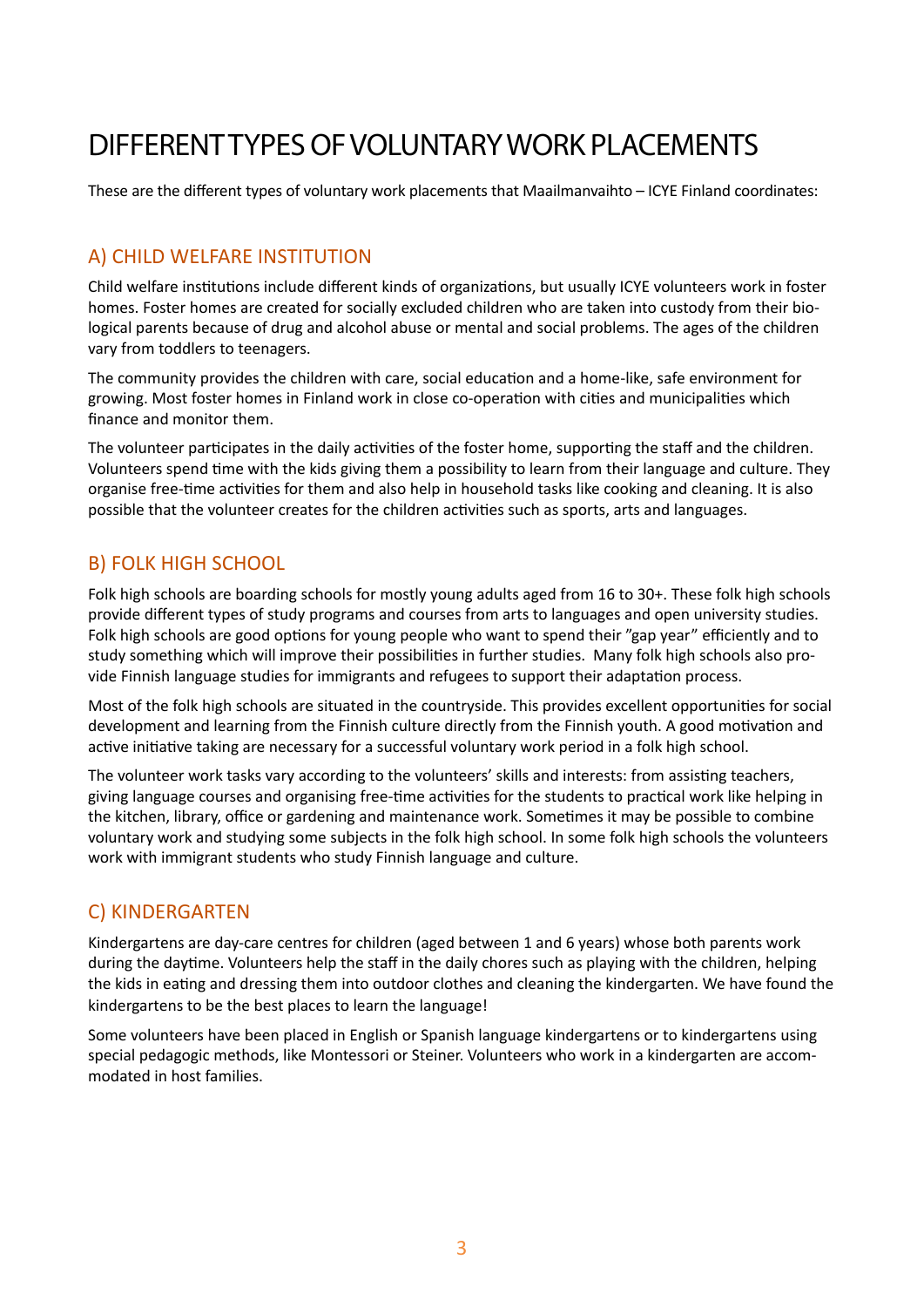# DIFFERENT TYPES OF VOLUNTARY WORK PLACEMENTS

These are the different types of voluntary work placements that Maailmanvaihto – ICYE Finland coordinates:

## A) CHILD WELFARE INSTITUTION

Child welfare institutions include different kinds of organizations, but usually ICYE volunteers work in foster homes. Foster homes are created for socially excluded children who are taken into custody from their biological parents because of drug and alcohol abuse or mental and social problems. The ages of the children vary from toddlers to teenagers.

The community provides the children with care, social education and a home-like, safe environment for growing. Most foster homes in Finland work in close co-operation with cities and municipalities which finance and monitor them.

The volunteer participates in the daily activities of the foster home, supporting the staff and the children. Volunteers spend time with the kids giving them a possibility to learn from their language and culture. They organise free-time activities for them and also help in household tasks like cooking and cleaning. It is also possible that the volunteer creates for the children activities such as sports, arts and languages.

## B) FOLK HIGH SCHOOL

Folk high schools are boarding schools for mostly young adults aged from 16 to 30+. These folk high schools provide different types of study programs and courses from arts to languages and open university studies. Folk high schools are good options for young people who want to spend their ”gap year” efficiently and to study something which will improve their possibilities in further studies. Many folk high schools also provide Finnish language studies for immigrants and refugees to support their adaptation process.

Most of the folk high schools are situated in the countryside. This provides excellent opportunities for social development and learning from the Finnish culture directly from the Finnish youth. A good motivation and active initiative taking are necessary for a successful voluntary work period in a folk high school.

The volunteer work tasks vary according to the volunteers' skills and interests: from assisting teachers, giving language courses and organising free-time activities for the students to practical work like helping in the kitchen, library, office or gardening and maintenance work. Sometimes it may be possible to combine voluntary work and studying some subjects in the folk high school. In some folk high schools the volunteers work with immigrant students who study Finnish language and culture.

## C) KINDERGARTEN

Kindergartens are day-care centres for children (aged between 1 and 6 years) whose both parents work during the daytime. Volunteers help the staff in the daily chores such as playing with the children, helping the kids in eating and dressing them into outdoor clothes and cleaning the kindergarten. We have found the kindergartens to be the best places to learn the language!

Some volunteers have been placed in English or Spanish language kindergartens or to kindergartens using special pedagogic methods, like Montessori or Steiner. Volunteers who work in a kindergarten are accommodated in host families.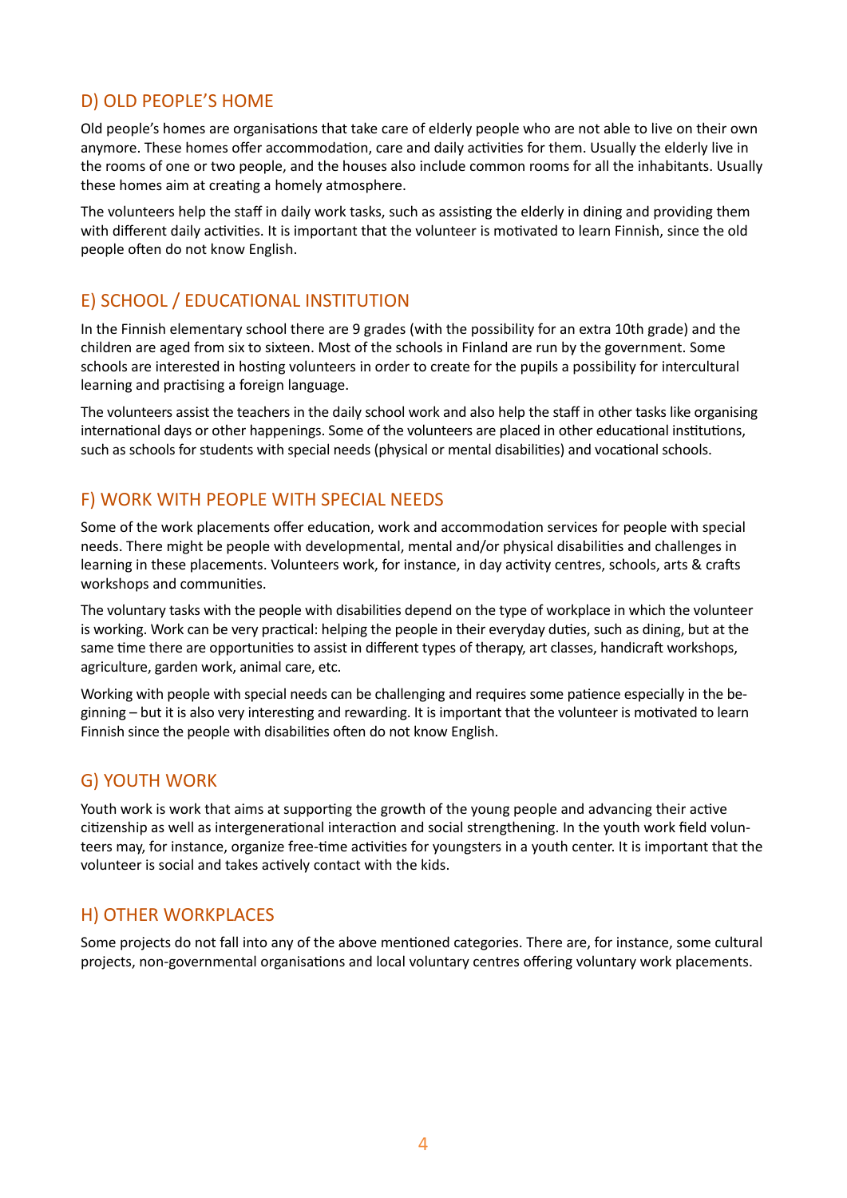## D) OLD PEOPLE'S HOME

Old people's homes are organisations that take care of elderly people who are not able to live on their own anymore. These homes offer accommodation, care and daily activities for them. Usually the elderly live in the rooms of one or two people, and the houses also include common rooms for all the inhabitants. Usually these homes aim at creating a homely atmosphere.

The volunteers help the staff in daily work tasks, such as assisting the elderly in dining and providing them with different daily activities. It is important that the volunteer is motivated to learn Finnish, since the old people often do not know English.

## E) SCHOOL / EDUCATIONAL INSTITUTION

In the Finnish elementary school there are 9 grades (with the possibility for an extra 10th grade) and the children are aged from six to sixteen. Most of the schools in Finland are run by the government. Some schools are interested in hosting volunteers in order to create for the pupils a possibility for intercultural learning and practising a foreign language.

The volunteers assist the teachers in the daily school work and also help the staff in other tasks like organising international days or other happenings. Some of the volunteers are placed in other educational institutions, such as schools for students with special needs (physical or mental disabilities) and vocational schools.

## F) WORK WITH PEOPLE WITH SPECIAL NEEDS

Some of the work placements offer education, work and accommodation services for people with special needs. There might be people with developmental, mental and/or physical disabilities and challenges in learning in these placements. Volunteers work, for instance, in day activity centres, schools, arts & crafts workshops and communities.

The voluntary tasks with the people with disabilities depend on the type of workplace in which the volunteer is working. Work can be very practical: helping the people in their everyday duties, such as dining, but at the same time there are opportunities to assist in different types of therapy, art classes, handicraft workshops, agriculture, garden work, animal care, etc.

Working with people with special needs can be challenging and requires some patience especially in the beginning – but it is also very interesting and rewarding. It is important that the volunteer is motivated to learn Finnish since the people with disabilities often do not know English.

## G) YOUTH WORK

Youth work is work that aims at supporting the growth of the young people and advancing their active citizenship as well as intergenerational interaction and social strengthening. In the youth work field volunteers may, for instance, organize free-time activities for youngsters in a youth center. It is important that the volunteer is social and takes actively contact with the kids.

## H) OTHER WORKPLACES

Some projects do not fall into any of the above mentioned categories. There are, for instance, some cultural projects, non-governmental organisations and local voluntary centres offering voluntary work placements.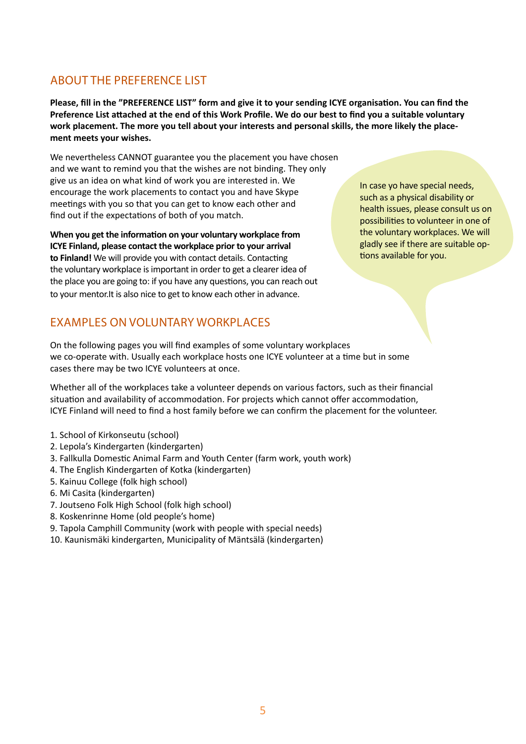## ABOUT THE PREFERENCE LIST

**Please, fill in the "PREFERENCE LIST" form and give it to your sending ICYE organisation. You can find the Preference List attached at the end of this Work Profile. We do our best to find you a suitable voluntary work placement. The more you tell about your interests and personal skills, the more likely the placement meets your wishes.**

We nevertheless CANNOT guarantee you the placement you have chosen and we want to remind you that the wishes are not binding. They only give us an idea on what kind of work you are interested in. We encourage the work placements to contact you and have Skype meetings with you so that you can get to know each other and find out if the expectations of both of you match.

**When you get the information on your voluntary workplace from ICYE Finland, please contact the workplace prior to your arrival to Finland!** We will provide you with contact details. Contacting the voluntary workplace is important in order to get a clearer idea of the place you are going to: if you have any questions, you can reach out to your mentor.It is also nice to get to know each other in advance.

In case yo have special needs, such as a physical disability or health issues, please consult us on possibilities to volunteer in one of the voluntary workplaces. We will gladly see if there are suitable options available for you.

## EXAMPLES ON VOLUNTARY WORKPLACES

On the following pages you will find examples of some voluntary workplaces we co-operate with. Usually each workplace hosts one ICYE volunteer at a time but in some cases there may be two ICYE volunteers at once.

Whether all of the workplaces take a volunteer depends on various factors, such as their financial situation and availability of accommodation. For projects which cannot offer accommodation, ICYE Finland will need to find a host family before we can confirm the placement for the volunteer.

1. School of Kirkonseutu (school)
2. Lepola's Kindergarten (kindergarten)
3. Fallkulla Domestic Animal Farm and Youth Center (farm work, youth work)
4. The English Kindergarten of Kotka (kindergarten)
5. Kainuu College (folk high school)
6. Mi Casita (kindergarten)
7. Joutseno Folk High School (folk high school)
8. Koskenrinne Home (old people's home)
9. Tapola Camphill Community (work with people with special needs)
10. Kaunismäki kindergarten, Municipality of Mäntsälä (kindergarten)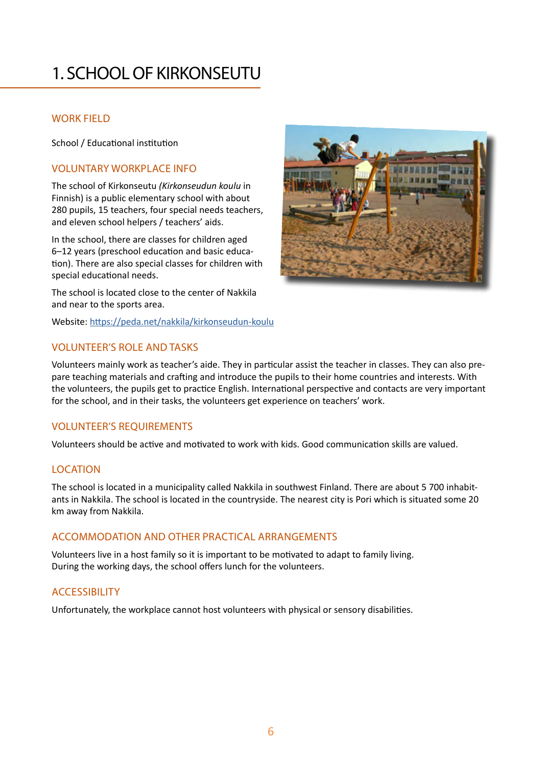# 1. SCHOOL OF KIRKONSEUTU

## WORK FIELD

School / Educational institution

## VOLUNTARY WORKPLACE INFO

The school of Kirkonseutu *(Kirkonseudun koulu* in Finnish) is a public elementary school with about 280 pupils, 15 teachers, four special needs teachers, and eleven school helpers / teachers' aids.

In the school, there are classes for children aged 6–12 years (preschool education and basic education). There are also special classes for children with special educational needs.

The school is located close to the center of Nakkila and near to the sports area.

Website: [https://peda.net/nakkila/kirkonseudun-koulu](https://peda.net/nakkila/kirkonseudun-koulu)

## VOLUNTEER'S ROLE AND TASKS

Volunteers mainly work as teacher's aide. They in particular assist the teacher in classes. They can also prepare teaching materials and crafting and introduce the pupils to their home countries and interests. With the volunteers, the pupils get to practice English. International perspective and contacts are very important for the school, and in their tasks, the volunteers get experience on teachers' work.

## VOLUNTEER'S REQUIREMENTS

Volunteers should be active and motivated to work with kids. Good communication skills are valued.

## LOCATION

The school is located in a municipality called Nakkila in southwest Finland. There are about 5 700 inhabitants in Nakkila. The school is located in the countryside. The nearest city is Pori which is situated some 20 km away from Nakkila.

## ACCOMMODATION AND OTHER PRACTICAL ARRANGEMENTS

Volunteers live in a host family so it is important to be motivated to adapt to family living.
During the working days, the school offers lunch for the volunteers.

## ACCESSIBILITY

Unfortunately, the workplace cannot host volunteers with physical or sensory disabilities.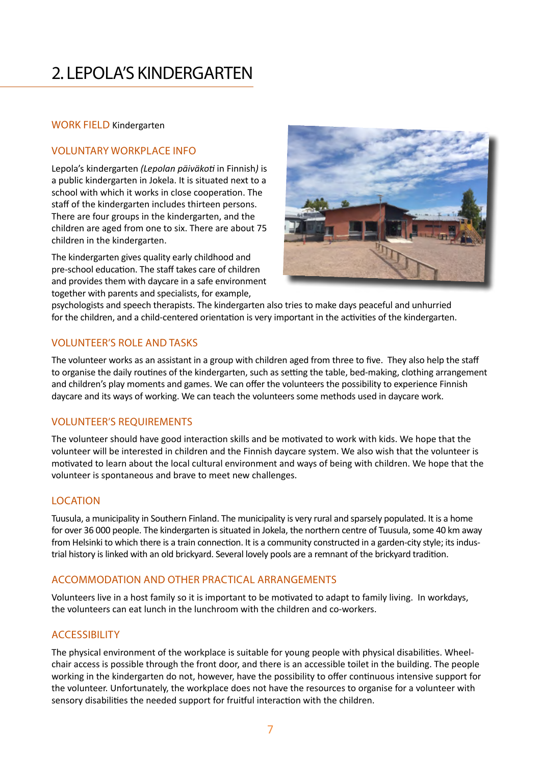# 2. LEPOLA'S KINDERGARTEN

WORK FIELD Kindergarten

## VOLUNTARY WORKPLACE INFO

Lepola's kindergarten *(Lepolan päiväkoti* in Finnish*)* is a public kindergarten in Jokela. It is situated next to a school with which it works in close cooperation. The staff of the kindergarten includes thirteen persons. There are four groups in the kindergarten, and the children are aged from one to six. There are about 75 children in the kindergarten.

The kindergarten gives quality early childhood and pre-school education. The staff takes care of children and provides them with daycare in a safe environment together with parents and specialists, for example, psychologists and speech therapists. The kindergarten also tries to make days peaceful and unhurried for the children, and a child-centered orientation is very important in the activities of the kindergarten.

## VOLUNTEER'S ROLE AND TASKS

The volunteer works as an assistant in a group with children aged from three to five. They also help the staff to organise the daily routines of the kindergarten, such as setting the table, bed-making, clothing arrangement and children's play moments and games. We can offer the volunteers the possibility to experience Finnish daycare and its ways of working. We can teach the volunteers some methods used in daycare work.

## VOLUNTEER'S REQUIREMENTS

The volunteer should have good interaction skills and be motivated to work with kids. We hope that the volunteer will be interested in children and the Finnish daycare system. We also wish that the volunteer is motivated to learn about the local cultural environment and ways of being with children. We hope that the volunteer is spontaneous and brave to meet new challenges.

## LOCATION

Tuusula, a municipality in Southern Finland. The municipality is very rural and sparsely populated. It is a home for over 36 000 people. The kindergarten is situated in Jokela, the northern centre of Tuusula, some 40 km away from Helsinki to which there is a train connection. It is a community constructed in a garden-city style; its industrial history is linked with an old brickyard. Several lovely pools are a remnant of the brickyard tradition.

## ACCOMMODATION AND OTHER PRACTICAL ARRANGEMENTS

Volunteers live in a host family so it is important to be motivated to adapt to family living. In workdays, the volunteers can eat lunch in the lunchroom with the children and co-workers.

## ACCESSIBILITY

The physical environment of the workplace is suitable for young people with physical disabilities. Wheelchair access is possible through the front door, and there is an accessible toilet in the building. The people working in the kindergarten do not, however, have the possibility to offer continuous intensive support for the volunteer. Unfortunately, the workplace does not have the resources to organise for a volunteer with sensory disabilities the needed support for fruitful interaction with the children.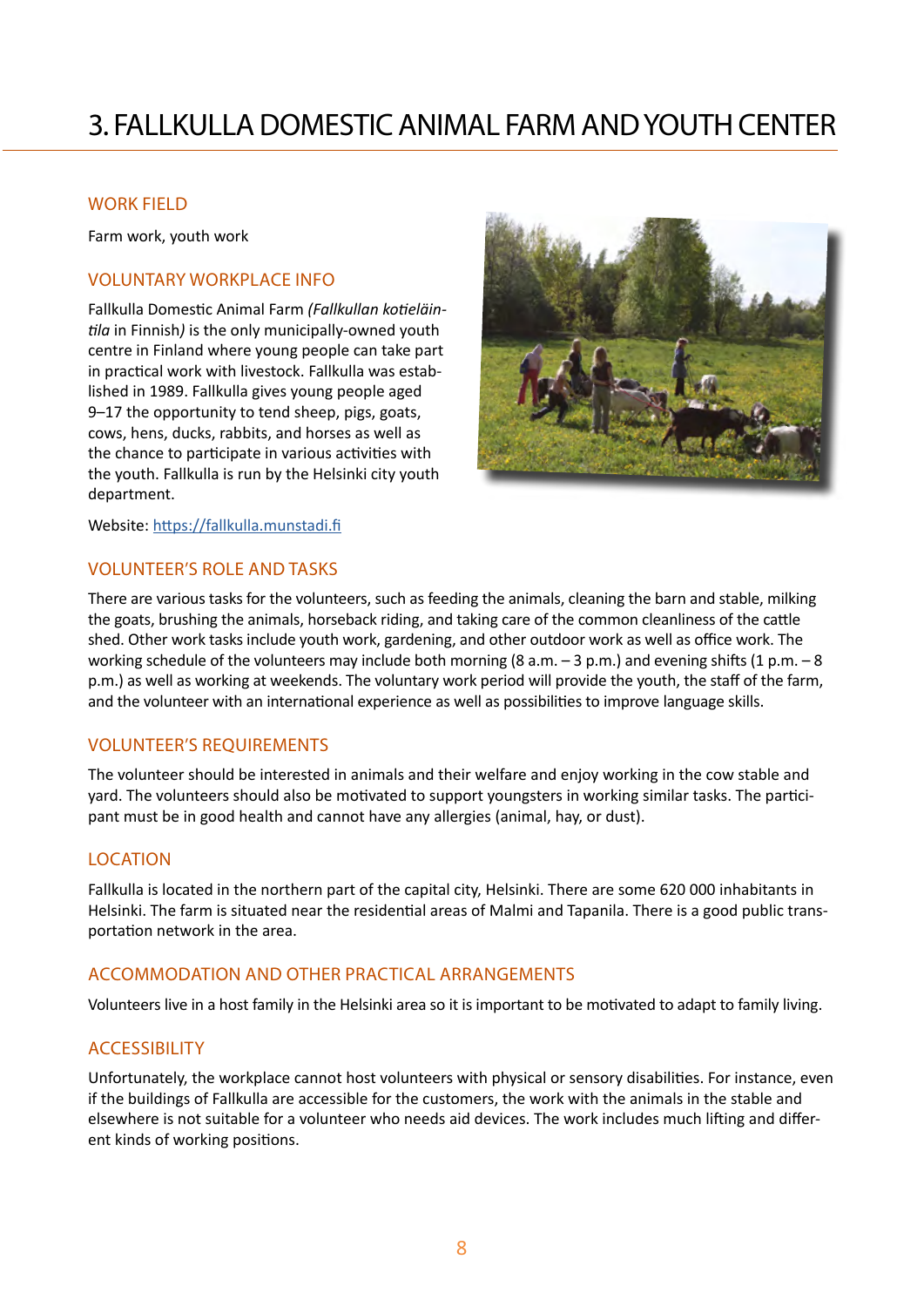# 3. FALLKULLA DOMESTIC ANIMAL FARM AND YOUTH CENTER

## WORK FIELD

Farm work, youth work

## VOLUNTARY WORKPLACE INFO

Fallkulla Domestic Animal Farm *(Fallkullan kotieläintila* in Finnish*)* is the only municipally-owned youth centre in Finland where young people can take part in practical work with livestock. Fallkulla was established in 1989. Fallkulla gives young people aged 9–17 the opportunity to tend sheep, pigs, goats, cows, hens, ducks, rabbits, and horses as well as the chance to participate in various activities with the youth. Fallkulla is run by the Helsinki city youth department.

Website: https://fallkulla.munstadi.fi

## VOLUNTEER'S ROLE AND TASKS

There are various tasks for the volunteers, such as feeding the animals, cleaning the barn and stable, milking the goats, brushing the animals, horseback riding, and taking care of the common cleanliness of the cattle shed. Other work tasks include youth work, gardening, and other outdoor work as well as office work. The working schedule of the volunteers may include both morning (8 a.m. – 3 p.m.) and evening shifts (1 p.m. – 8 p.m.) as well as working at weekends. The voluntary work period will provide the youth, the staff of the farm, and the volunteer with an international experience as well as possibilities to improve language skills.

## VOLUNTEER'S REQUIREMENTS

The volunteer should be interested in animals and their welfare and enjoy working in the cow stable and yard. The volunteers should also be motivated to support youngsters in working similar tasks. The participant must be in good health and cannot have any allergies (animal, hay, or dust).

## LOCATION

Fallkulla is located in the northern part of the capital city, Helsinki. There are some 620 000 inhabitants in Helsinki. The farm is situated near the residential areas of Malmi and Tapanila. There is a good public transportation network in the area.

## ACCOMMODATION AND OTHER PRACTICAL ARRANGEMENTS

Volunteers live in a host family in the Helsinki area so it is important to be motivated to adapt to family living.

## ACCESSIBILITY

Unfortunately, the workplace cannot host volunteers with physical or sensory disabilities. For instance, even if the buildings of Fallkulla are accessible for the customers, the work with the animals in the stable and elsewhere is not suitable for a volunteer who needs aid devices. The work includes much lifting and different kinds of working positions.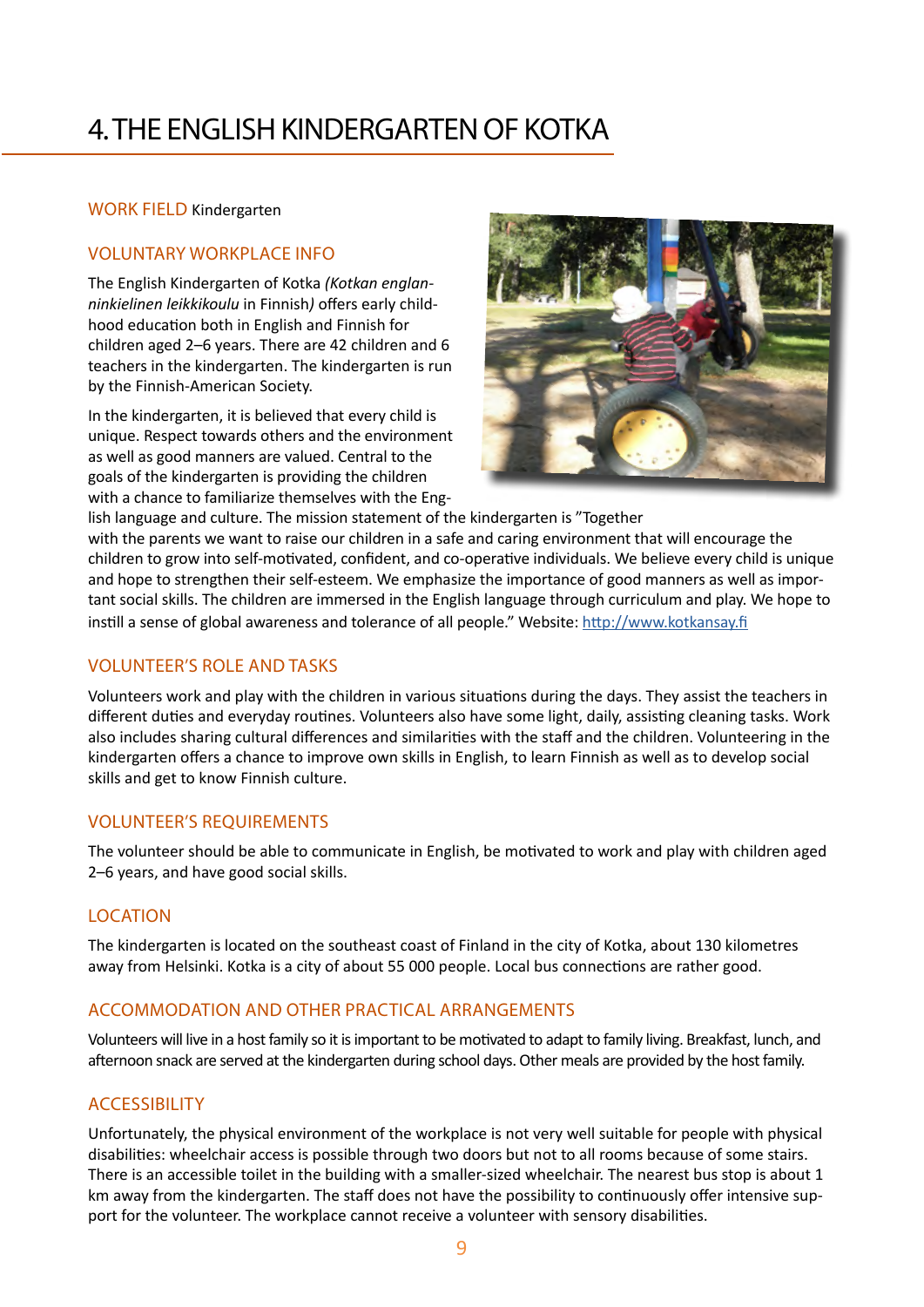# 4. THE ENGLISH KINDERGARTEN OF KOTKA

WORK FIELD Kindergarten

## VOLUNTARY WORKPLACE INFO

The English Kindergarten of Kotka *(Kotkan englanninkielinen leikkikoulu* in Finnish*)* offers early childhood education both in English and Finnish for children aged 2–6 years. There are 42 children and 6 teachers in the kindergarten. The kindergarten is run by the Finnish-American Society.

In the kindergarten, it is believed that every child is unique. Respect towards others and the environment as well as good manners are valued. Central to the goals of the kindergarten is providing the children with a chance to familiarize themselves with the English language and culture. The mission statement of the kindergarten is "Together with the parents we want to raise our children in a safe and caring environment that will encourage the children to grow into self-motivated, confident, and co-operative individuals. We believe every child is unique and hope to strengthen their self-esteem. We emphasize the importance of good manners as well as important social skills. The children are immersed in the English language through curriculum and play. We hope to instill a sense of global awareness and tolerance of all people." Website: http://www.kotkansay.fi

## VOLUNTEER'S ROLE AND TASKS

Volunteers work and play with the children in various situations during the days. They assist the teachers in different duties and everyday routines. Volunteers also have some light, daily, assisting cleaning tasks. Work also includes sharing cultural differences and similarities with the staff and the children. Volunteering in the kindergarten offers a chance to improve own skills in English, to learn Finnish as well as to develop social skills and get to know Finnish culture.

## VOLUNTEER'S REQUIREMENTS

The volunteer should be able to communicate in English, be motivated to work and play with children aged 2–6 years, and have good social skills.

## LOCATION

The kindergarten is located on the southeast coast of Finland in the city of Kotka, about 130 kilometres away from Helsinki. Kotka is a city of about 55 000 people. Local bus connections are rather good.

## ACCOMMODATION AND OTHER PRACTICAL ARRANGEMENTS

Volunteers will live in a host family so it is important to be motivated to adapt to family living. Breakfast, lunch, and afternoon snack are served at the kindergarten during school days. Other meals are provided by the host family.

## ACCESSIBILITY

Unfortunately, the physical environment of the workplace is not very well suitable for people with physical disabilities: wheelchair access is possible through two doors but not to all rooms because of some stairs. There is an accessible toilet in the building with a smaller-sized wheelchair. The nearest bus stop is about 1 km away from the kindergarten. The staff does not have the possibility to continuously offer intensive support for the volunteer. The workplace cannot receive a volunteer with sensory disabilities.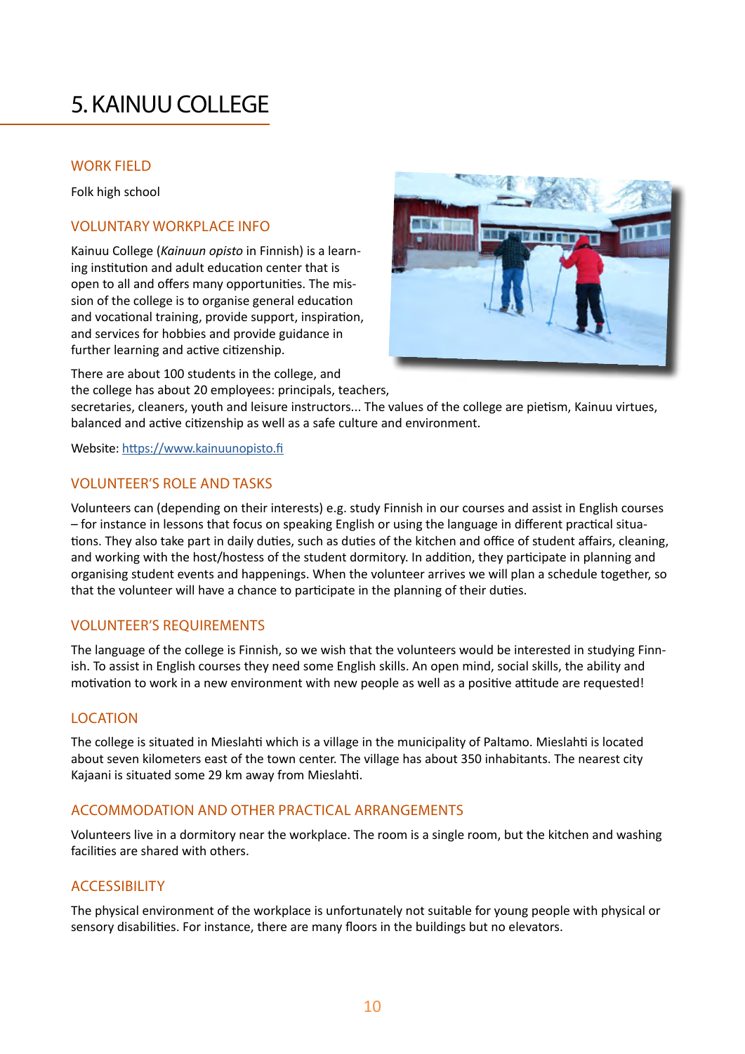# 5. KAINUU COLLEGE

## WORK FIELD

Folk high school

## VOLUNTARY WORKPLACE INFO

Kainuu College (*Kainuun opisto* in Finnish) is a learning institution and adult education center that is open to all and offers many opportunities. The mission of the college is to organise general education and vocational training, provide support, inspiration, and services for hobbies and provide guidance in further learning and active citizenship.

There are about 100 students in the college, and the college has about 20 employees: principals, teachers, secretaries, cleaners, youth and leisure instructors... The values of the college are pietism, Kainuu virtues, balanced and active citizenship as well as a safe culture and environment.

Website: https://www.kainuunopisto.fi

## VOLUNTEER'S ROLE AND TASKS

Volunteers can (depending on their interests) e.g. study Finnish in our courses and assist in English courses – for instance in lessons that focus on speaking English or using the language in different practical situations. They also take part in daily duties, such as duties of the kitchen and office of student affairs, cleaning, and working with the host/hostess of the student dormitory. In addition, they participate in planning and organising student events and happenings. When the volunteer arrives we will plan a schedule together, so that the volunteer will have a chance to participate in the planning of their duties.

## VOLUNTEER'S REQUIREMENTS

The language of the college is Finnish, so we wish that the volunteers would be interested in studying Finnish. To assist in English courses they need some English skills. An open mind, social skills, the ability and motivation to work in a new environment with new people as well as a positive attitude are requested!

## LOCATION

The college is situated in Mieslahti which is a village in the municipality of Paltamo. Mieslahti is located about seven kilometers east of the town center. The village has about 350 inhabitants. The nearest city Kajaani is situated some 29 km away from Mieslahti.

## ACCOMMODATION AND OTHER PRACTICAL ARRANGEMENTS

Volunteers live in a dormitory near the workplace. The room is a single room, but the kitchen and washing facilities are shared with others.

## ACCESSIBILITY

The physical environment of the workplace is unfortunately not suitable for young people with physical or sensory disabilities. For instance, there are many floors in the buildings but no elevators.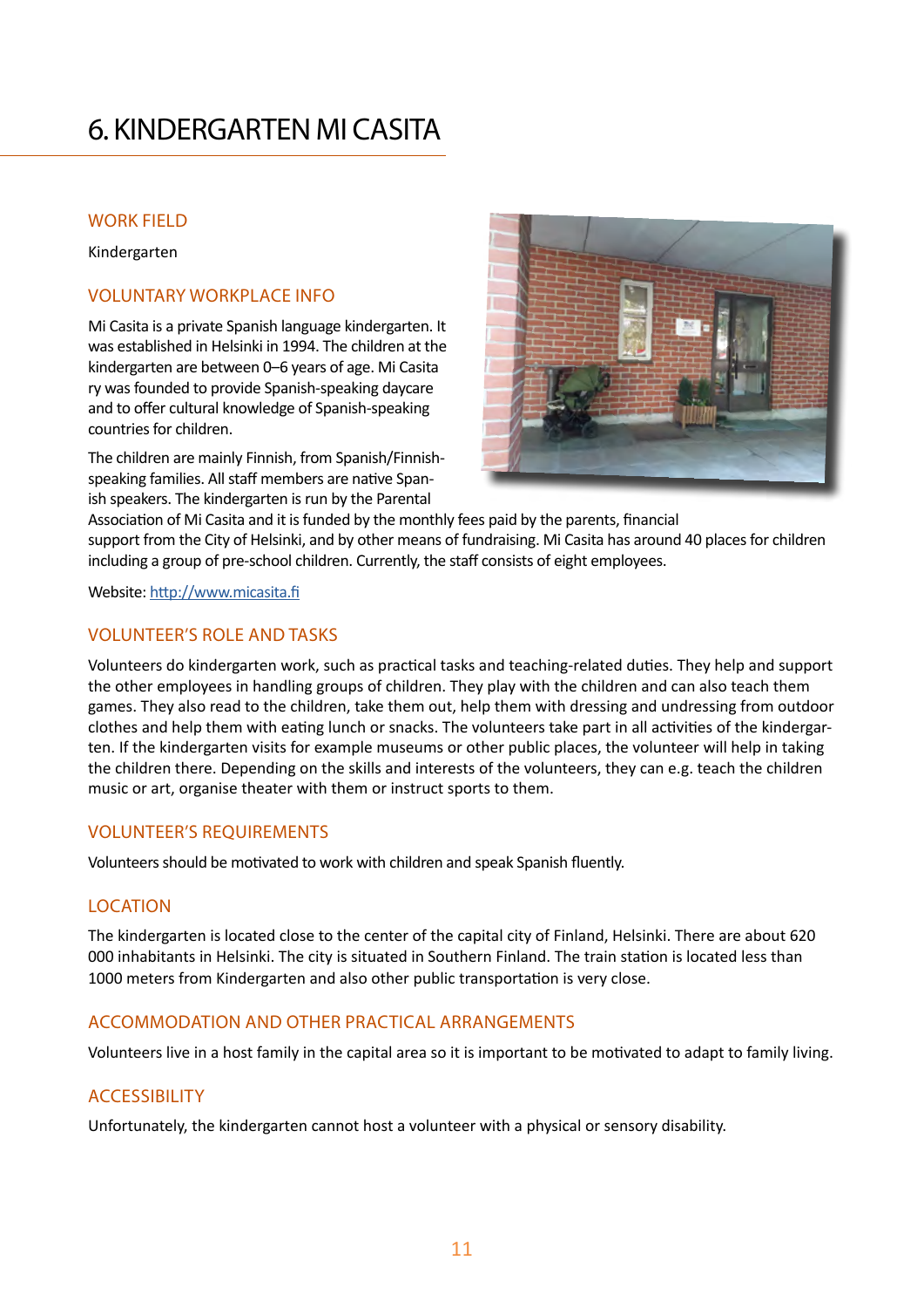# 6. KINDERGARTEN MI CASITA

## WORK FIELD

Kindergarten

## VOLUNTARY WORKPLACE INFO

Mi Casita is a private Spanish language kindergarten. It was established in Helsinki in 1994. The children at the kindergarten are between 0–6 years of age. Mi Casita ry was founded to provide Spanish-speaking daycare and to offer cultural knowledge of Spanish-speaking countries for children.

The children are mainly Finnish, from Spanish/Finnish-speaking families. All staff members are native Spanish speakers. The kindergarten is run by the Parental Association of Mi Casita and it is funded by the monthly fees paid by the parents, financial support from the City of Helsinki, and by other means of fundraising. Mi Casita has around 40 places for children including a group of pre-school children. Currently, the staff consists of eight employees.

Website: http://www.micasita.fi

## VOLUNTEER'S ROLE AND TASKS

Volunteers do kindergarten work, such as practical tasks and teaching-related duties. They help and support the other employees in handling groups of children. They play with the children and can also teach them games. They also read to the children, take them out, help them with dressing and undressing from outdoor clothes and help them with eating lunch or snacks. The volunteers take part in all activities of the kindergarten. If the kindergarten visits for example museums or other public places, the volunteer will help in taking the children there. Depending on the skills and interests of the volunteers, they can e.g. teach the children music or art, organise theater with them or instruct sports to them.

## VOLUNTEER'S REQUIREMENTS

Volunteers should be motivated to work with children and speak Spanish fluently.

## LOCATION

The kindergarten is located close to the center of the capital city of Finland, Helsinki. There are about 620 000 inhabitants in Helsinki. The city is situated in Southern Finland. The train station is located less than 1000 meters from Kindergarten and also other public transportation is very close.

## ACCOMMODATION AND OTHER PRACTICAL ARRANGEMENTS

Volunteers live in a host family in the capital area so it is important to be motivated to adapt to family living.

## ACCESSIBILITY

Unfortunately, the kindergarten cannot host a volunteer with a physical or sensory disability.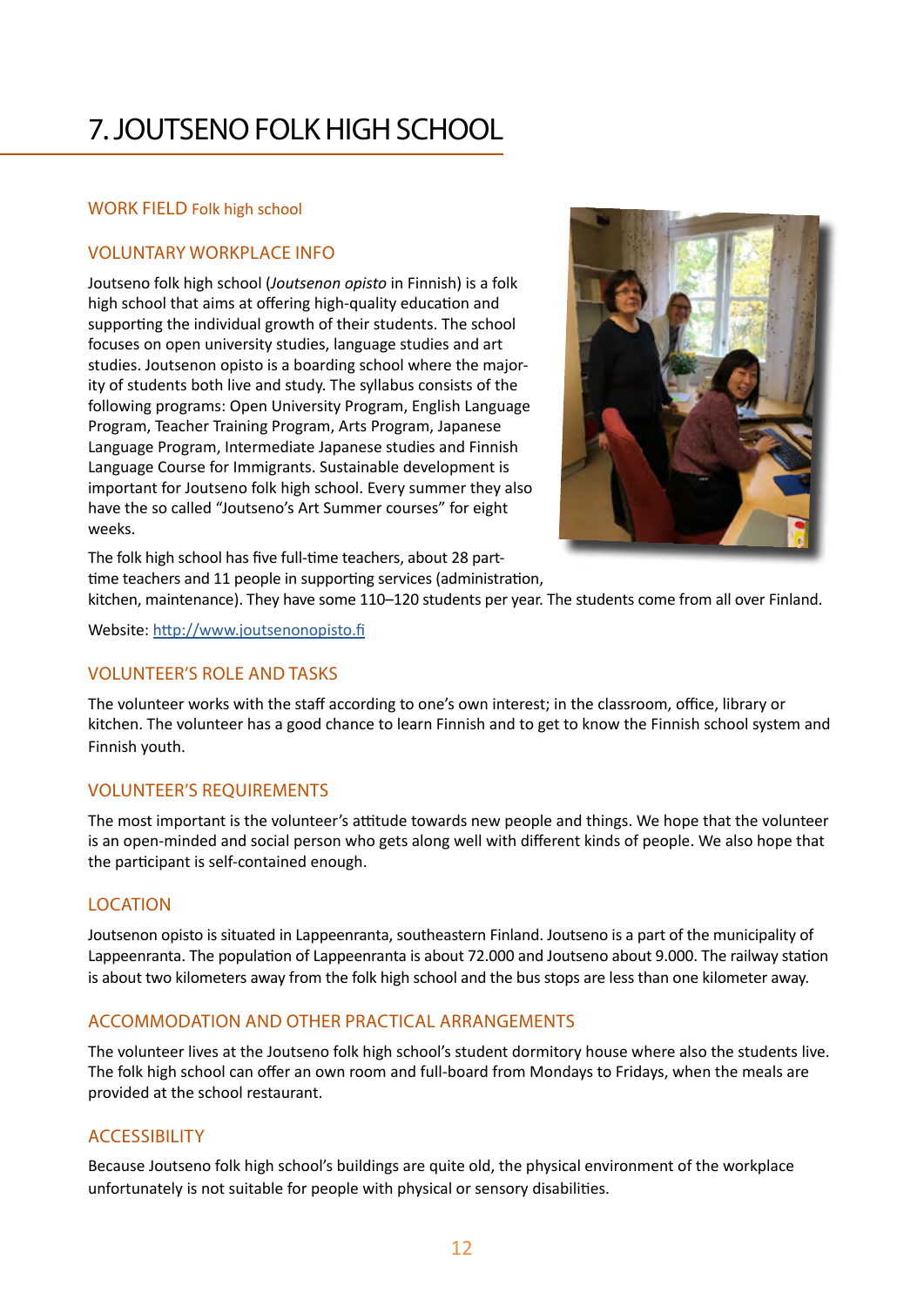# 7. JOUTSENO FOLK HIGH SCHOOL

## WORK FIELD Folk high school

## VOLUNTARY WORKPLACE INFO

Joutseno folk high school (*Joutsenon opisto* in Finnish) is a folk high school that aims at offering high-quality education and supporting the individual growth of their students. The school focuses on open university studies, language studies and art studies. Joutsenon opisto is a boarding school where the majority of students both live and study. The syllabus consists of the following programs: Open University Program, English Language Program, Teacher Training Program, Arts Program, Japanese Language Program, Intermediate Japanese studies and Finnish Language Course for Immigrants. Sustainable development is important for Joutseno folk high school. Every summer they also have the so called "Joutseno's Art Summer courses" for eight weeks.

The folk high school has five full-time teachers, about 28 part-time teachers and 11 people in supporting services (administration, kitchen, maintenance). They have some 110–120 students per year. The students come from all over Finland.

Website: http://www.joutsenonopisto.fi

## VOLUNTEER'S ROLE AND TASKS

The volunteer works with the staff according to one's own interest; in the classroom, office, library or kitchen. The volunteer has a good chance to learn Finnish and to get to know the Finnish school system and Finnish youth.

## VOLUNTEER'S REQUIREMENTS

The most important is the volunteer's attitude towards new people and things. We hope that the volunteer is an open-minded and social person who gets along well with different kinds of people. We also hope that the participant is self-contained enough.

## LOCATION

Joutsenon opisto is situated in Lappeenranta, southeastern Finland. Joutseno is a part of the municipality of Lappeenranta. The population of Lappeenranta is about 72.000 and Joutseno about 9.000. The railway station is about two kilometers away from the folk high school and the bus stops are less than one kilometer away.

## ACCOMMODATION AND OTHER PRACTICAL ARRANGEMENTS

The volunteer lives at the Joutseno folk high school's student dormitory house where also the students live. The folk high school can offer an own room and full-board from Mondays to Fridays, when the meals are provided at the school restaurant.

## ACCESSIBILITY

Because Joutseno folk high school's buildings are quite old, the physical environment of the workplace unfortunately is not suitable for people with physical or sensory disabilities.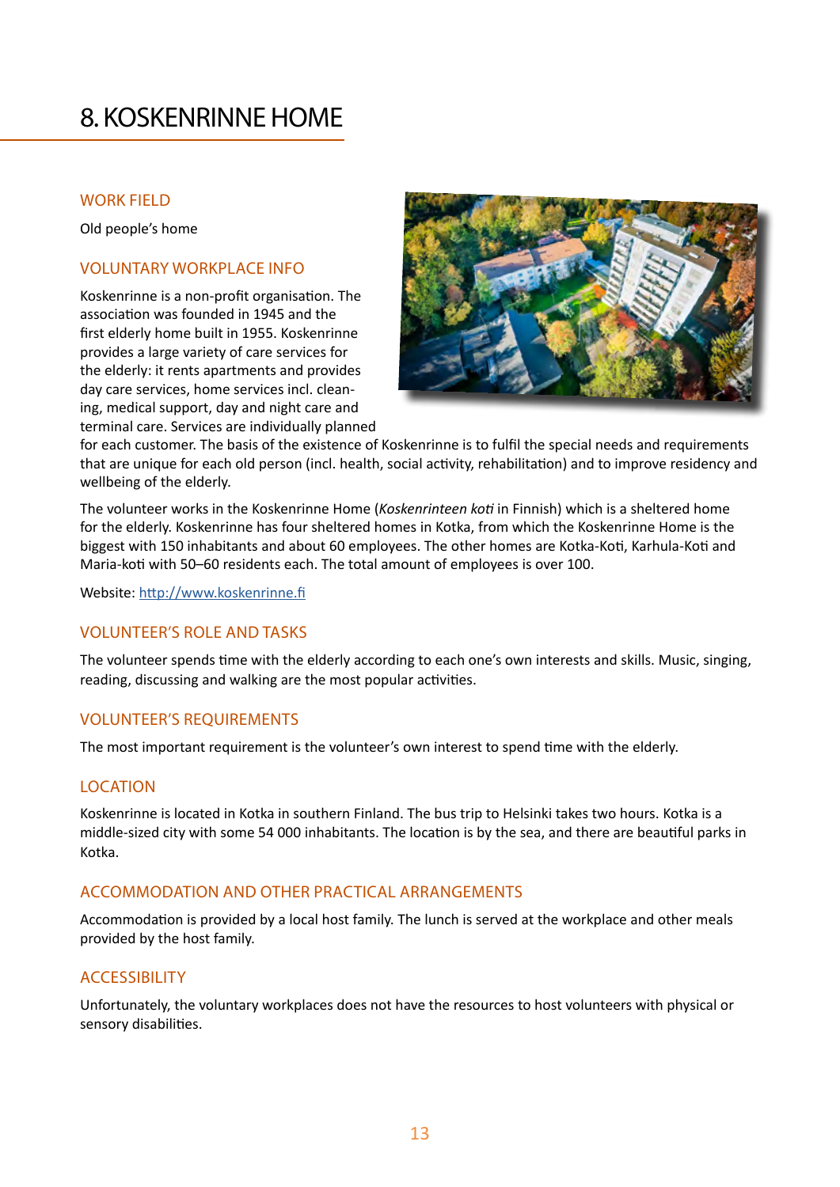# 8. KOSKENRINNE HOME

## WORK FIELD

Old people's home

## VOLUNTARY WORKPLACE INFO

Koskenrinne is a non-profit organisation. The association was founded in 1945 and the first elderly home built in 1955. Koskenrinne provides a large variety of care services for the elderly: it rents apartments and provides day care services, home services incl. cleaning, medical support, day and night care and terminal care. Services are individually planned for each customer. The basis of the existence of Koskenrinne is to fulfil the special needs and requirements that are unique for each old person (incl. health, social activity, rehabilitation) and to improve residency and wellbeing of the elderly.

The volunteer works in the Koskenrinne Home (*Koskenrinteen koti* in Finnish) which is a sheltered home for the elderly. Koskenrinne has four sheltered homes in Kotka, from which the Koskenrinne Home is the biggest with 150 inhabitants and about 60 employees. The other homes are Kotka-Koti, Karhula-Koti and Maria-koti with 50–60 residents each. The total amount of employees is over 100.

Website: [http://www.koskenrinne.fi](http://www.koskenrinne.fi)

## VOLUNTEER'S ROLE AND TASKS

The volunteer spends time with the elderly according to each one's own interests and skills. Music, singing, reading, discussing and walking are the most popular activities.

## VOLUNTEER'S REQUIREMENTS

The most important requirement is the volunteer's own interest to spend time with the elderly.

## LOCATION

Koskenrinne is located in Kotka in southern Finland. The bus trip to Helsinki takes two hours. Kotka is a middle-sized city with some 54 000 inhabitants. The location is by the sea, and there are beautiful parks in Kotka.

## ACCOMMODATION AND OTHER PRACTICAL ARRANGEMENTS

Accommodation is provided by a local host family. The lunch is served at the workplace and other meals provided by the host family.

## ACCESSIBILITY

Unfortunately, the voluntary workplaces does not have the resources to host volunteers with physical or sensory disabilities.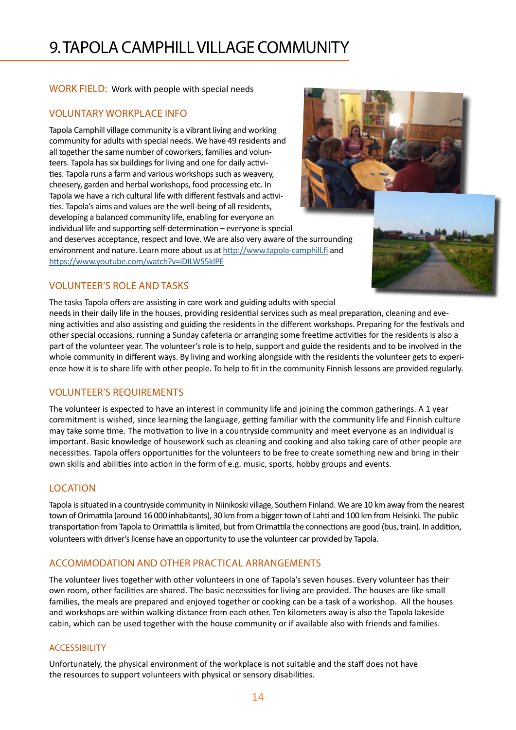# 9. TAPOLA CAMPHILL VILLAGE COMMUNITY

WORK FIELD: Work with people with special needs

## VOLUNTARY WORKPLACE INFO

Tapola Camphill village community is a vibrant living and working community for adults with special needs. We have 49 residents and all together the same number of coworkers, families and volunteers. Tapola has six buildings for living and one for daily activities. Tapola runs a farm and various workshops such as weavery, cheesery, garden and herbal workshops, food processing etc. In Tapola we have a rich cultural life with different festivals and activities. Tapola's aims and values are the well-being of all residents, developing a balanced community life, enabling for everyone an individual life and supporting self-determination – everyone is special and deserves acceptance, respect and love. We are also very aware of the surrounding environment and nature. Learn more about us at http://www.tapola-camphill.fi and https://www.youtube.com/watch?v=iDILWS5kIPE

## VOLUNTEER'S ROLE AND TASKS

The tasks Tapola offers are assisting in care work and guiding adults with special needs in their daily life in the houses, providing residential services such as meal preparation, cleaning and evening activities and also assisting and guiding the residents in the different workshops. Preparing for the festivals and other special occasions, running a Sunday cafeteria or arranging some freetime activities for the residents is also a part of the volunteer year. The volunteer's role is to help, support and guide the residents and to be involved in the whole community in different ways. By living and working alongside with the residents the volunteer gets to experience how it is to share life with other people. To help to fit in the community Finnish lessons are provided regularly.

## VOLUNTEER'S REQUIREMENTS

The volunteer is expected to have an interest in community life and joining the common gatherings. A 1 year commitment is wished, since learning the language, getting familiar with the community life and Finnish culture may take some time. The motivation to live in a countryside community and meet everyone as an individual is important. Basic knowledge of housework such as cleaning and cooking and also taking care of other people are necessities. Tapola offers opportunities for the volunteers to be free to create something new and bring in their own skills and abilities into action in the form of e.g. music, sports, hobby groups and events.

## LOCATION

Tapola is situated in a countryside community in Niinikoski village, Southern Finland. We are 10 km away from the nearest town of Orimattila (around 16 000 inhabitants), 30 km from a bigger town of Lahti and 100 km from Helsinki. The public transportation from Tapola to Orimattila is limited, but from Orimattila the connections are good (bus, train). In addition, volunteers with driver's license have an opportunity to use the volunteer car provided by Tapola.

## ACCOMMODATION AND OTHER PRACTICAL ARRANGEMENTS

The volunteer lives together with other volunteers in one of Tapola's seven houses. Every volunteer has their own room, other facilities are shared. The basic necessities for living are provided. The houses are like small families, the meals are prepared and enjoyed together or cooking can be a task of a workshop. All the houses and workshops are within walking distance from each other. Ten kilometers away is also the Tapola lakeside cabin, which can be used together with the house community or if available also with friends and families.

## ACCESSIBILITY

Unfortunately, the physical environment of the workplace is not suitable and the staff does not have the resources to support volunteers with physical or sensory disabilities.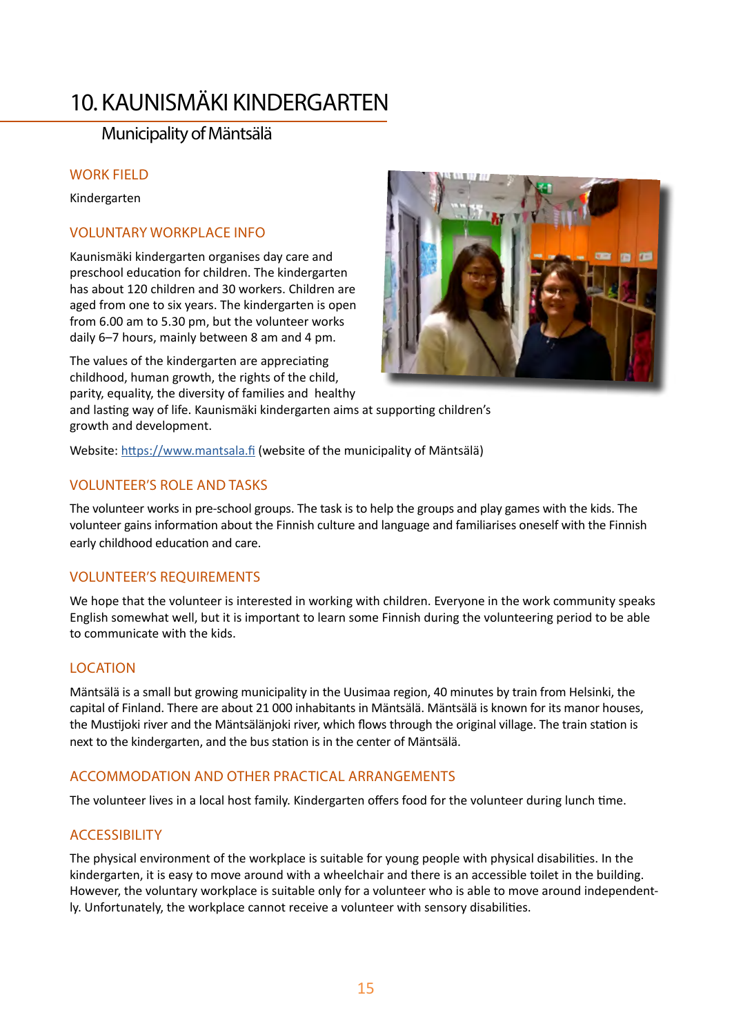# 10. KAUNISMÄKI KINDERGARTEN

## Municipality of Mäntsälä

### WORK FIELD

Kindergarten

### VOLUNTARY WORKPLACE INFO

Kaunismäki kindergarten organises day care and preschool education for children. The kindergarten has about 120 children and 30 workers. Children are aged from one to six years. The kindergarten is open from 6.00 am to 5.30 pm, but the volunteer works daily 6–7 hours, mainly between 8 am and 4 pm.

The values of the kindergarten are appreciating childhood, human growth, the rights of the child, parity, equality, the diversity of families and healthy and lasting way of life. Kaunismäki kindergarten aims at supporting children's growth and development.

Website: https://www.mantsala.fi (website of the municipality of Mäntsälä)

### VOLUNTEER'S ROLE AND TASKS

The volunteer works in pre-school groups. The task is to help the groups and play games with the kids. The volunteer gains information about the Finnish culture and language and familiarises oneself with the Finnish early childhood education and care.

### VOLUNTEER'S REQUIREMENTS

We hope that the volunteer is interested in working with children. Everyone in the work community speaks English somewhat well, but it is important to learn some Finnish during the volunteering period to be able to communicate with the kids.

### LOCATION

Mäntsälä is a small but growing municipality in the Uusimaa region, 40 minutes by train from Helsinki, the capital of Finland. There are about 21 000 inhabitants in Mäntsälä. Mäntsälä is known for its manor houses, the Mustijoki river and the Mäntsälänjoki river, which flows through the original village. The train station is next to the kindergarten, and the bus station is in the center of Mäntsälä.

### ACCOMMODATION AND OTHER PRACTICAL ARRANGEMENTS

The volunteer lives in a local host family. Kindergarten offers food for the volunteer during lunch time.

### ACCESSIBILITY

The physical environment of the workplace is suitable for young people with physical disabilities. In the kindergarten, it is easy to move around with a wheelchair and there is an accessible toilet in the building. However, the voluntary workplace is suitable only for a volunteer who is able to move around independently. Unfortunately, the workplace cannot receive a volunteer with sensory disabilities.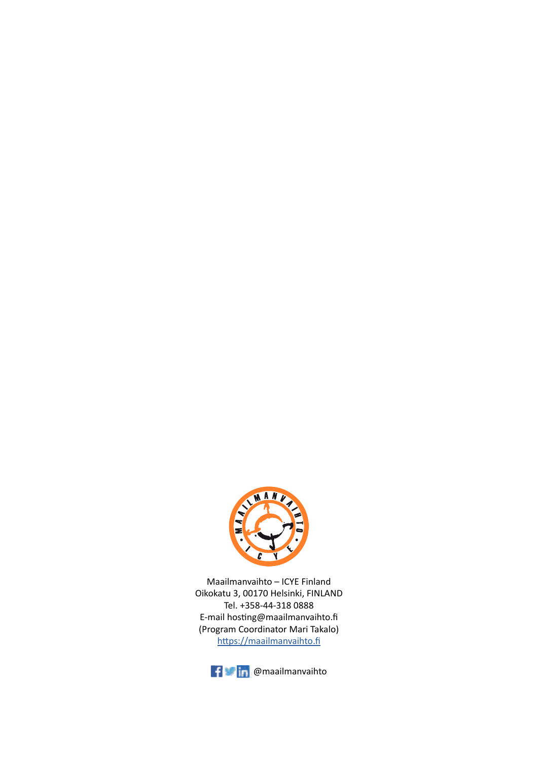Maailmanvaihto – ICYE Finland
Oikokatu 3, 00170 Helsinki, FINLAND
Tel. +358-44-318 0888
E-mail hosting@maailmanvaihto.fi
(Program Coordinator Mari Takalo)
[https://maailmanvaihto.fi](https://maailmanvaihto.fi)

@maailmanvaihto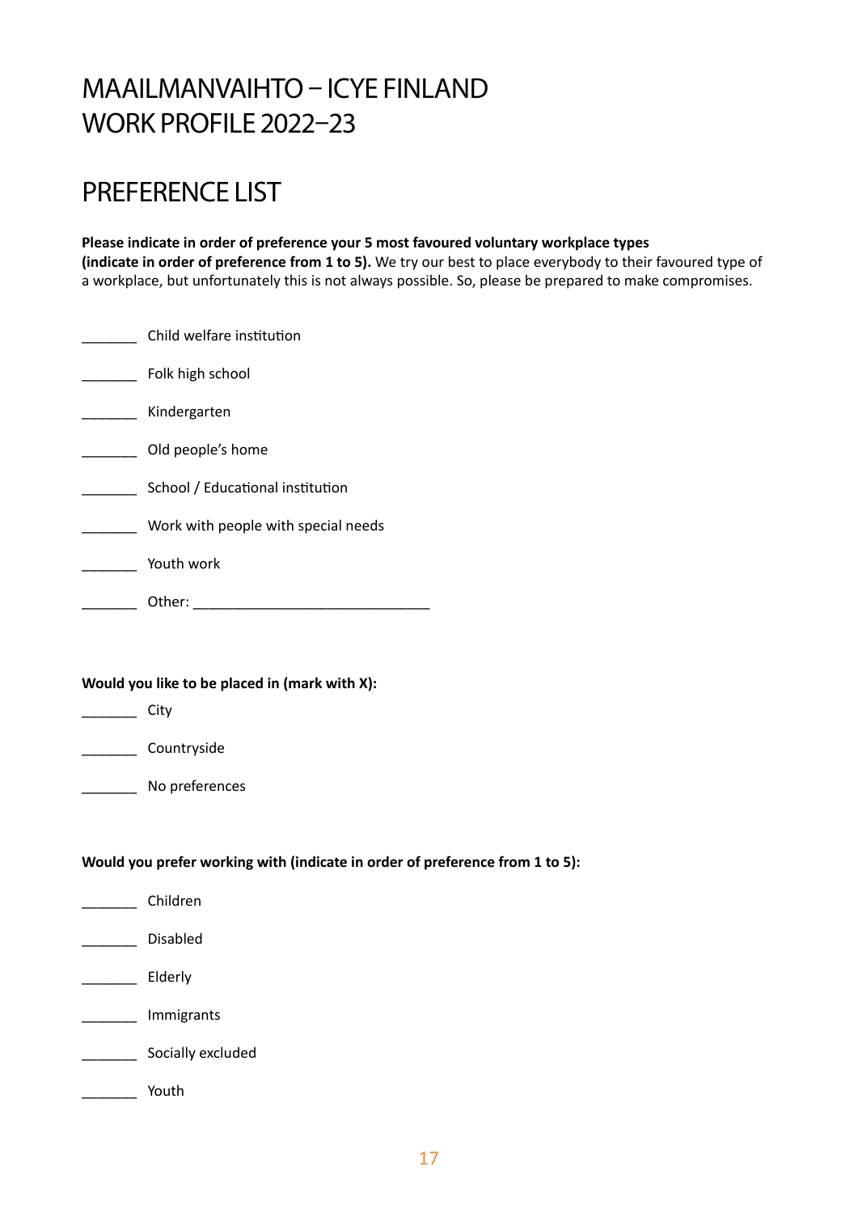# MAAILMANVAIHTO – ICYE FINLAND WORK PROFILE 2022–23

## PREFERENCE LIST

**Please indicate in order of preference your 5 most favoured voluntary workplace types (indicate in order of preference from 1 to 5).** We try our best to place everybody to their favoured type of a workplace, but unfortunately this is not always possible. So, please be prepared to make compromises.

_______ Child welfare institution

_______ Folk high school

_______ Kindergarten

_______ Old people's home

_______ School / Educational institution

_______ Work with people with special needs

_______ Youth work

_______ Other: ______________________________

**Would you like to be placed in (mark with X):**

_______ City

_______ Countryside

_______ No preferences

**Would you prefer working with (indicate in order of preference from 1 to 5):**

_______ Children

_______ Disabled

_______ Elderly

_______ Immigrants

_______ Socially excluded

_______ Youth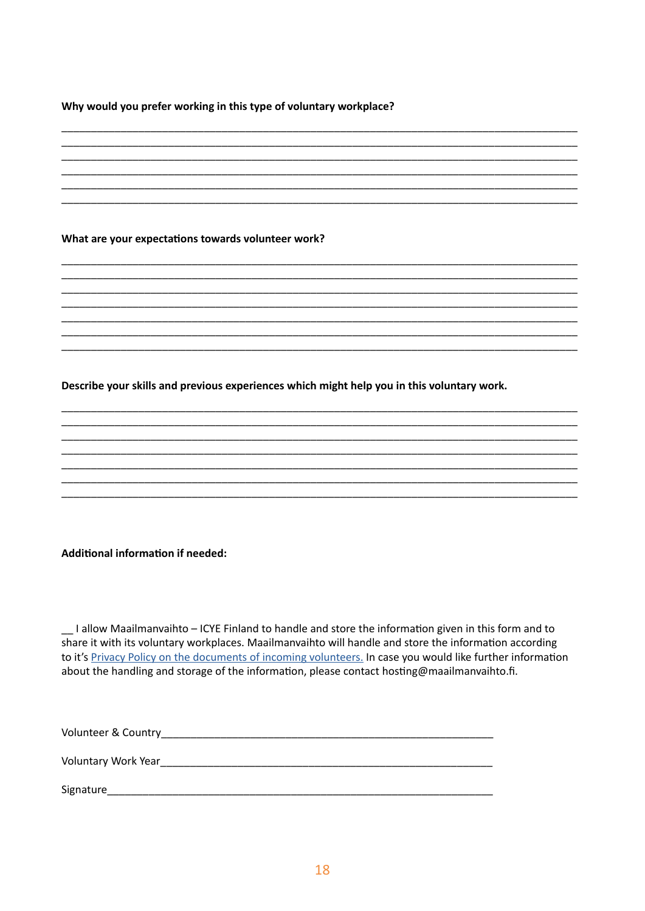**Why would you prefer working in this type of voluntary workplace?**

_______________________________________________________________________________________
_______________________________________________________________________________________
_______________________________________________________________________________________
_______________________________________________________________________________________
_______________________________________________________________________________________
_______________________________________________________________________________________

**What are your expectations towards volunteer work?**

_______________________________________________________________________________________
_______________________________________________________________________________________
_______________________________________________________________________________________
_______________________________________________________________________________________
_______________________________________________________________________________________
_______________________________________________________________________________________
_______________________________________________________________________________________

**Describe your skills and previous experiences which might help you in this voluntary work.**

_______________________________________________________________________________________
_______________________________________________________________________________________
_______________________________________________________________________________________
_______________________________________________________________________________________
_______________________________________________________________________________________
_______________________________________________________________________________________
_______________________________________________________________________________________

**Additional information if needed:**

__ I allow Maailmanvaihto – ICYE Finland to handle and store the information given in this form and to share it with its voluntary workplaces. Maailmanvaihto will handle and store the information according to it's Privacy Policy on the documents of incoming volunteers. In case you would like further information about the handling and storage of the information, please contact hosting@maailmanvaihto.fi.

Volunteer & Country_______________________________________________________

Voluntary Work Year_______________________________________________________

Signature_____________________________________________________________